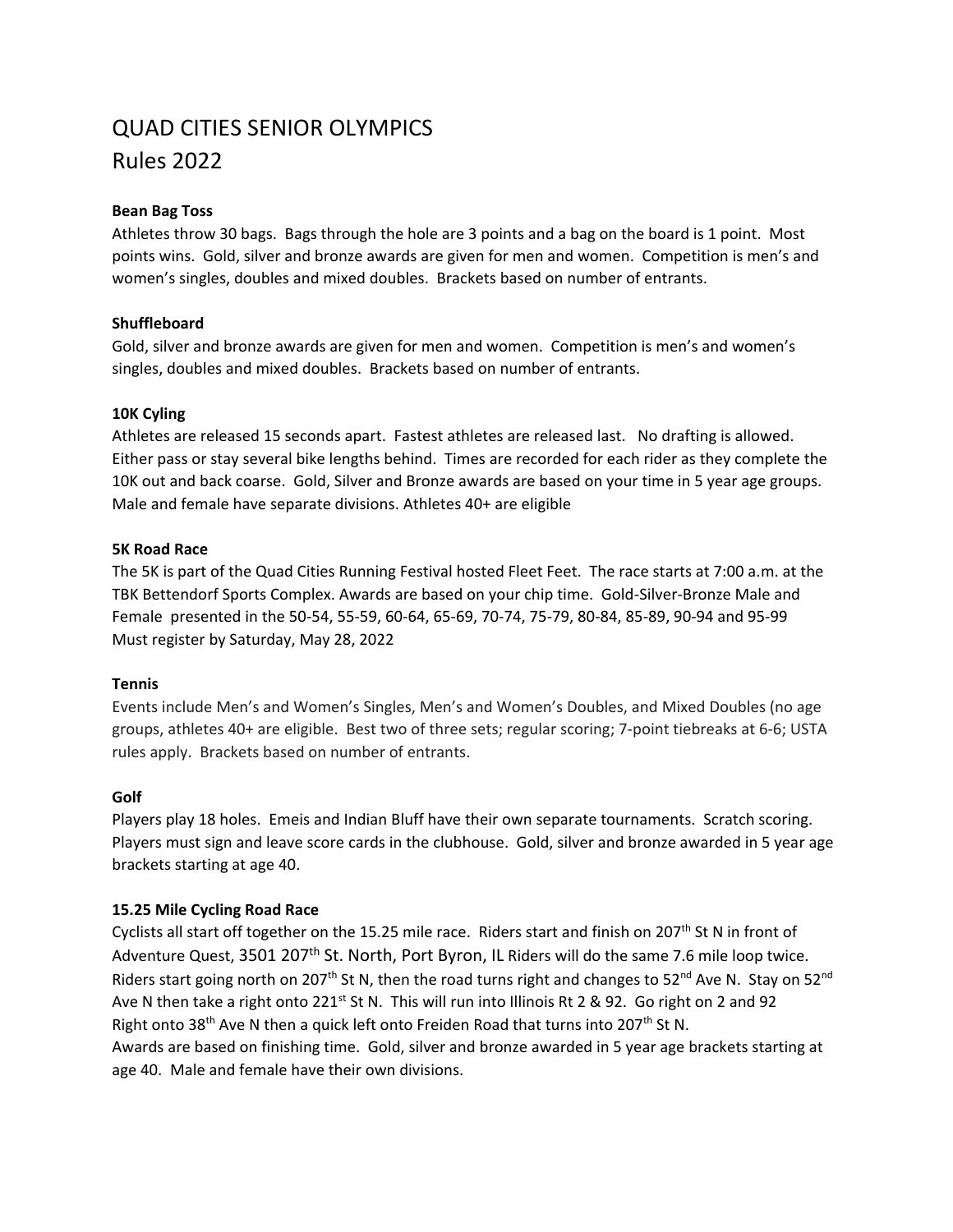# QUAD CITIES SENIOR OLYMPICS
## Rules 2022

**Bean Bag Toss**

Athletes throw 30 bags. Bags through the hole are 3 points and a bag on the board is 1 point. Most points wins. Gold, silver and bronze awards are given for men and women. Competition is men's and women's singles, doubles and mixed doubles. Brackets based on number of entrants.

**Shuffleboard**

Gold, silver and bronze awards are given for men and women. Competition is men's and women's singles, doubles and mixed doubles. Brackets based on number of entrants.

**10K Cyling**

Athletes are released 15 seconds apart. Fastest athletes are released last. No drafting is allowed. Either pass or stay several bike lengths behind. Times are recorded for each rider as they complete the 10K out and back coarse. Gold, Silver and Bronze awards are based on your time in 5 year age groups. Male and female have separate divisions. Athletes 40+ are eligible

**5K Road Race**

The 5K is part of the Quad Cities Running Festival hosted Fleet Feet. The race starts at 7:00 a.m. at the TBK Bettendorf Sports Complex. Awards are based on your chip time. Gold-Silver-Bronze Male and Female presented in the 50-54, 55-59, 60-64, 65-69, 70-74, 75-79, 80-84, 85-89, 90-94 and 95-99
Must register by Saturday, May 28, 2022

**Tennis**

Events include Men's and Women's Singles, Men's and Women's Doubles, and Mixed Doubles (no age groups, athletes 40+ are eligible. Best two of three sets; regular scoring; 7-point tiebreaks at 6-6; USTA rules apply. Brackets based on number of entrants.

**Golf**

Players play 18 holes. Emeis and Indian Bluff have their own separate tournaments. Scratch scoring. Players must sign and leave score cards in the clubhouse. Gold, silver and bronze awarded in 5 year age brackets starting at age 40.

**15.25 Mile Cycling Road Race**

Cyclists all start off together on the 15.25 mile race. Riders start and finish on 207th St N in front of Adventure Quest, 3501 207th St. North, Port Byron, IL Riders will do the same 7.6 mile loop twice. Riders start going north on 207th St N, then the road turns right and changes to 52nd Ave N. Stay on 52nd Ave N then take a right onto 221st St N. This will run into Illinois Rt 2 & 92. Go right on 2 and 92 Right onto 38th Ave N then a quick left onto Freiden Road that turns into 207th St N.
Awards are based on finishing time. Gold, silver and bronze awarded in 5 year age brackets starting at age 40. Male and female have their own divisions.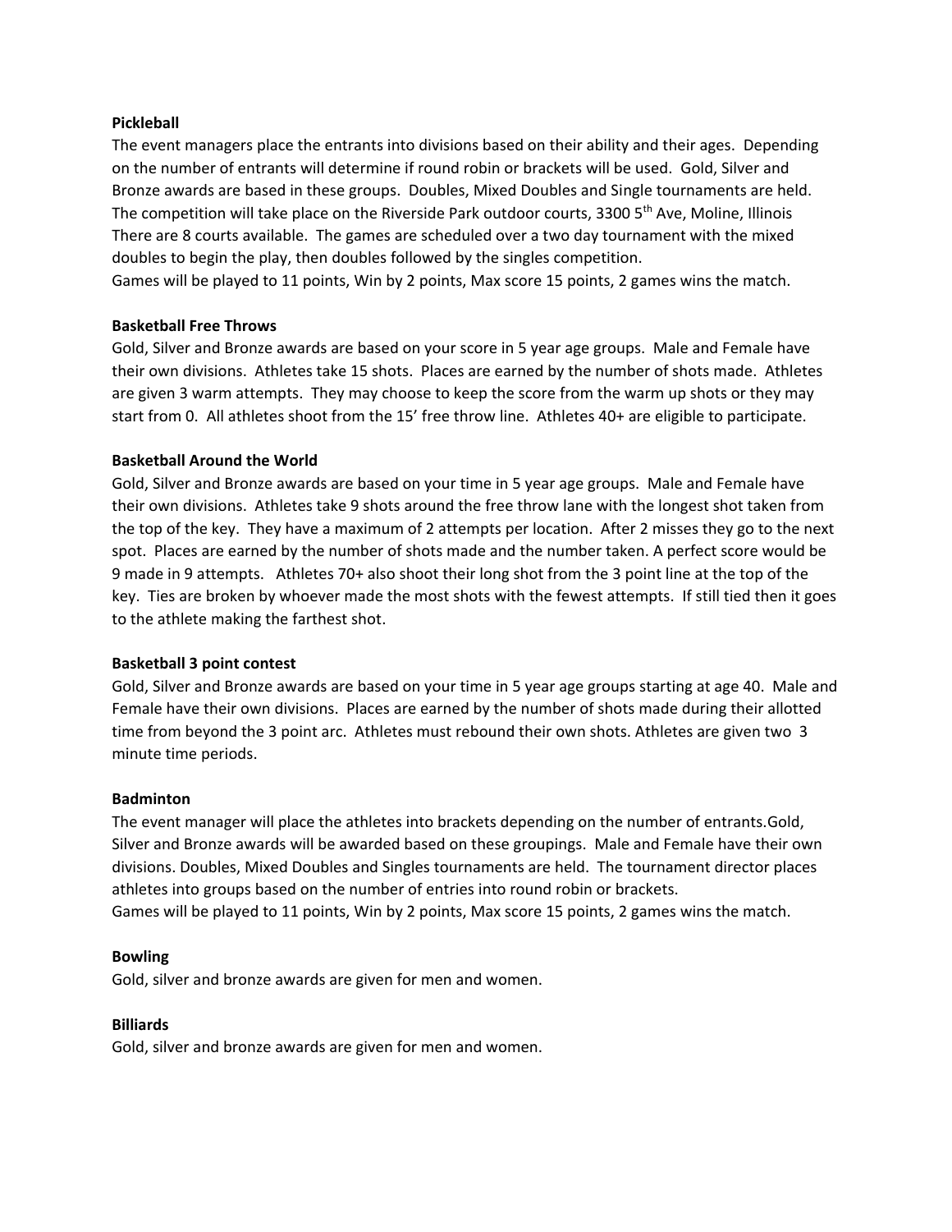**Pickleball**

The event managers place the entrants into divisions based on their ability and their ages. Depending on the number of entrants will determine if round robin or brackets will be used. Gold, Silver and Bronze awards are based in these groups. Doubles, Mixed Doubles and Single tournaments are held. The competition will take place on the Riverside Park outdoor courts, 3300 5th Ave, Moline, Illinois There are 8 courts available. The games are scheduled over a two day tournament with the mixed doubles to begin the play, then doubles followed by the singles competition.

Games will be played to 11 points, Win by 2 points, Max score 15 points, 2 games wins the match.

**Basketball Free Throws**

Gold, Silver and Bronze awards are based on your score in 5 year age groups. Male and Female have their own divisions. Athletes take 15 shots. Places are earned by the number of shots made. Athletes are given 3 warm attempts. They may choose to keep the score from the warm up shots or they may start from 0. All athletes shoot from the 15' free throw line. Athletes 40+ are eligible to participate.

**Basketball Around the World**

Gold, Silver and Bronze awards are based on your time in 5 year age groups. Male and Female have their own divisions. Athletes take 9 shots around the free throw lane with the longest shot taken from the top of the key. They have a maximum of 2 attempts per location. After 2 misses they go to the next spot. Places are earned by the number of shots made and the number taken. A perfect score would be 9 made in 9 attempts. Athletes 70+ also shoot their long shot from the 3 point line at the top of the key. Ties are broken by whoever made the most shots with the fewest attempts. If still tied then it goes to the athlete making the farthest shot.

**Basketball 3 point contest**

Gold, Silver and Bronze awards are based on your time in 5 year age groups starting at age 40. Male and Female have their own divisions. Places are earned by the number of shots made during their allotted time from beyond the 3 point arc. Athletes must rebound their own shots. Athletes are given two 3 minute time periods.

**Badminton**

The event manager will place the athletes into brackets depending on the number of entrants.Gold, Silver and Bronze awards will be awarded based on these groupings. Male and Female have their own divisions. Doubles, Mixed Doubles and Singles tournaments are held. The tournament director places athletes into groups based on the number of entries into round robin or brackets.

Games will be played to 11 points, Win by 2 points, Max score 15 points, 2 games wins the match.

**Bowling**

Gold, silver and bronze awards are given for men and women.

**Billiards**

Gold, silver and bronze awards are given for men and women.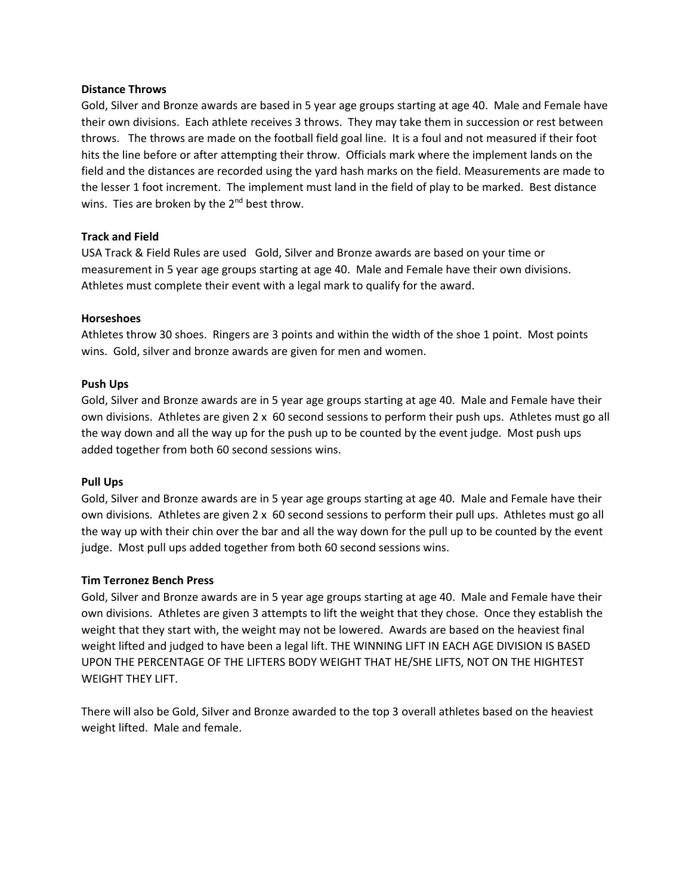**Distance Throws**

Gold, Silver and Bronze awards are based in 5 year age groups starting at age 40. Male and Female have their own divisions. Each athlete receives 3 throws. They may take them in succession or rest between throws. The throws are made on the football field goal line. It is a foul and not measured if their foot hits the line before or after attempting their throw. Officials mark where the implement lands on the field and the distances are recorded using the yard hash marks on the field. Measurements are made to the lesser 1 foot increment. The implement must land in the field of play to be marked. Best distance wins. Ties are broken by the 2nd best throw.

**Track and Field**

USA Track & Field Rules are used Gold, Silver and Bronze awards are based on your time or measurement in 5 year age groups starting at age 40. Male and Female have their own divisions. Athletes must complete their event with a legal mark to qualify for the award.

**Horseshoes**

Athletes throw 30 shoes. Ringers are 3 points and within the width of the shoe 1 point. Most points wins. Gold, silver and bronze awards are given for men and women.

**Push Ups**

Gold, Silver and Bronze awards are in 5 year age groups starting at age 40. Male and Female have their own divisions. Athletes are given 2 x 60 second sessions to perform their push ups. Athletes must go all the way down and all the way up for the push up to be counted by the event judge. Most push ups added together from both 60 second sessions wins.

**Pull Ups**

Gold, Silver and Bronze awards are in 5 year age groups starting at age 40. Male and Female have their own divisions. Athletes are given 2 x 60 second sessions to perform their pull ups. Athletes must go all the way up with their chin over the bar and all the way down for the pull up to be counted by the event judge. Most pull ups added together from both 60 second sessions wins.

**Tim Terronez Bench Press**

Gold, Silver and Bronze awards are in 5 year age groups starting at age 40. Male and Female have their own divisions. Athletes are given 3 attempts to lift the weight that they chose. Once they establish the weight that they start with, the weight may not be lowered. Awards are based on the heaviest final weight lifted and judged to have been a legal lift. THE WINNING LIFT IN EACH AGE DIVISION IS BASED UPON THE PERCENTAGE OF THE LIFTERS BODY WEIGHT THAT HE/SHE LIFTS, NOT ON THE HIGHTEST WEIGHT THEY LIFT.

There will also be Gold, Silver and Bronze awarded to the top 3 overall athletes based on the heaviest weight lifted. Male and female.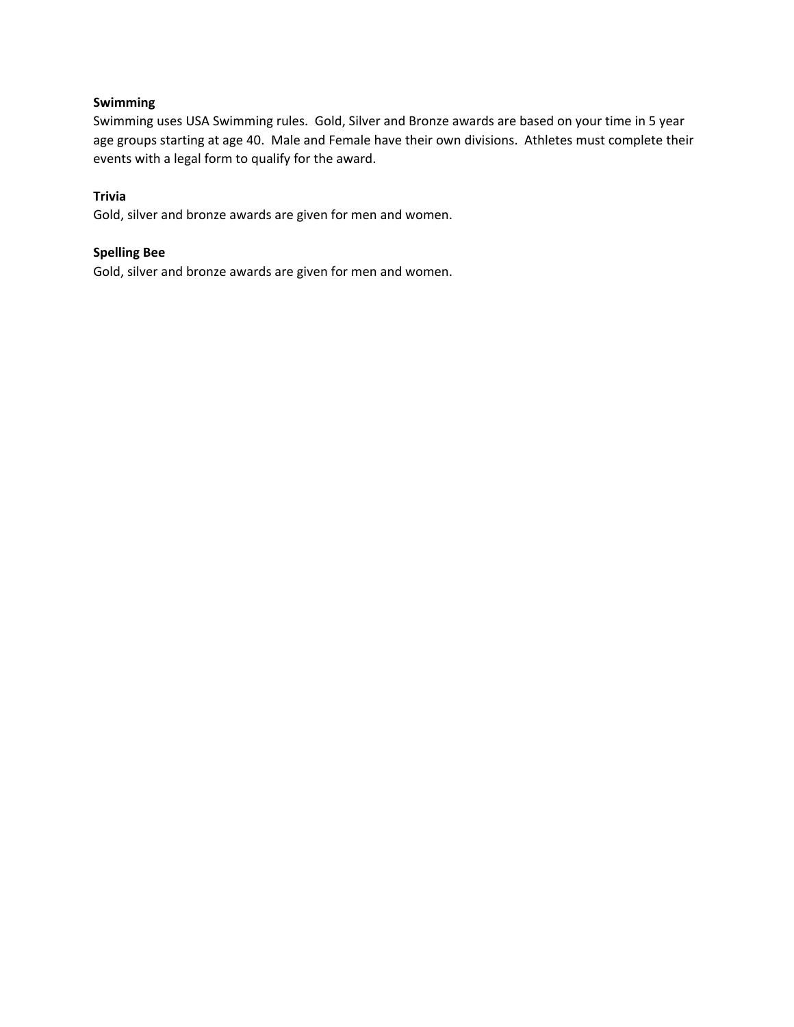**Swimming**

Swimming uses USA Swimming rules. Gold, Silver and Bronze awards are based on your time in 5 year age groups starting at age 40. Male and Female have their own divisions. Athletes must complete their events with a legal form to qualify for the award.

**Trivia**

Gold, silver and bronze awards are given for men and women.

**Spelling Bee**

Gold, silver and bronze awards are given for men and women.